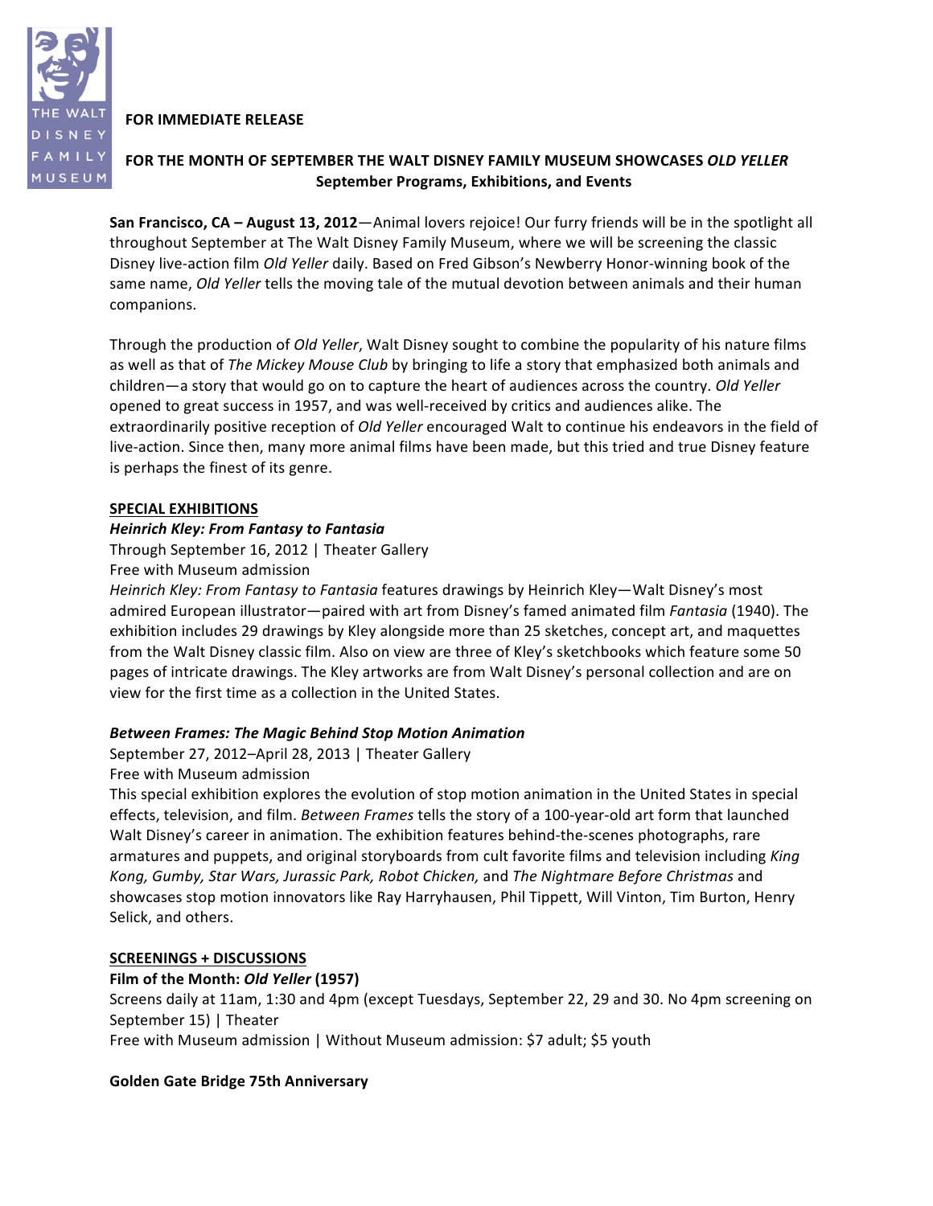THE WALT DISNEY FAMILY MUSEUM

**FOR IMMEDIATE RELEASE**

**FOR THE MONTH OF SEPTEMBER THE WALT DISNEY FAMILY MUSEUM SHOWCASES *OLD YELLER***
**September Programs, Exhibitions, and Events**

**San Francisco, CA – August 13, 2012**—Animal lovers rejoice! Our furry friends will be in the spotlight all throughout September at The Walt Disney Family Museum, where we will be screening the classic Disney live-action film *Old Yeller* daily. Based on Fred Gibson's Newberry Honor-winning book of the same name, *Old Yeller* tells the moving tale of the mutual devotion between animals and their human companions.

Through the production of *Old Yeller*, Walt Disney sought to combine the popularity of his nature films as well as that of *The Mickey Mouse Club* by bringing to life a story that emphasized both animals and children—a story that would go on to capture the heart of audiences across the country. *Old Yeller* opened to great success in 1957, and was well-received by critics and audiences alike. The extraordinarily positive reception of *Old Yeller* encouraged Walt to continue his endeavors in the field of live-action. Since then, many more animal films have been made, but this tried and true Disney feature is perhaps the finest of its genre.

## SPECIAL EXHIBITIONS

***Heinrich Kley: From Fantasy to Fantasia***
Through September 16, 2012 | Theater Gallery
Free with Museum admission
*Heinrich Kley: From Fantasy to Fantasia* features drawings by Heinrich Kley—Walt Disney's most admired European illustrator—paired with art from Disney's famed animated film *Fantasia* (1940). The exhibition includes 29 drawings by Kley alongside more than 25 sketches, concept art, and maquettes from the Walt Disney classic film. Also on view are three of Kley's sketchbooks which feature some 50 pages of intricate drawings. The Kley artworks are from Walt Disney's personal collection and are on view for the first time as a collection in the United States.

***Between Frames: The Magic Behind Stop Motion Animation***
September 27, 2012–April 28, 2013 | Theater Gallery
Free with Museum admission
This special exhibition explores the evolution of stop motion animation in the United States in special effects, television, and film. *Between Frames* tells the story of a 100-year-old art form that launched Walt Disney's career in animation. The exhibition features behind-the-scenes photographs, rare armatures and puppets, and original storyboards from cult favorite films and television including *King Kong, Gumby, Star Wars, Jurassic Park, Robot Chicken,* and *The Nightmare Before Christmas* and showcases stop motion innovators like Ray Harryhausen, Phil Tippett, Will Vinton, Tim Burton, Henry Selick, and others.

## SCREENINGS + DISCUSSIONS

**Film of the Month: *Old Yeller* (1957)**
Screens daily at 11am, 1:30 and 4pm (except Tuesdays, September 22, 29 and 30. No 4pm screening on September 15) | Theater
Free with Museum admission | Without Museum admission: $7 adult; $5 youth

**Golden Gate Bridge 75th Anniversary**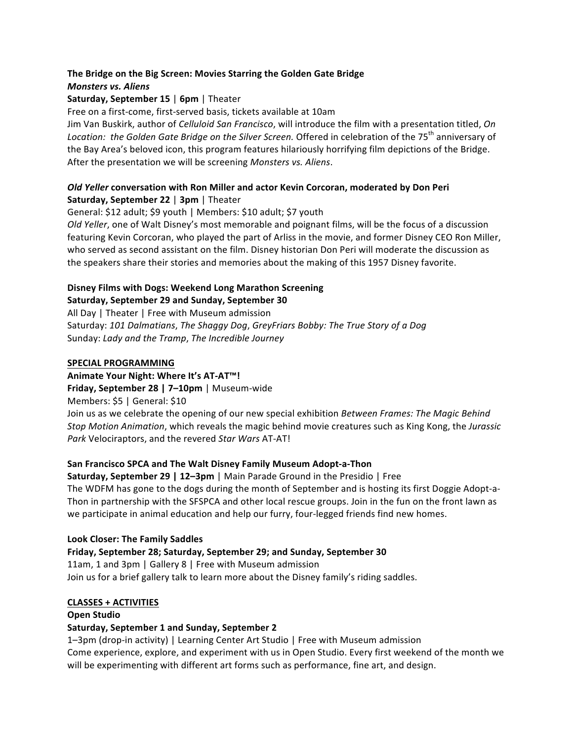**The Bridge on the Big Screen: Movies Starring the Golden Gate Bridge**
***Monsters vs. Aliens***
**Saturday, September 15** | **6pm** | Theater
Free on a first-come, first-served basis, tickets available at 10am
Jim Van Buskirk, author of *Celluloid San Francisco*, will introduce the film with a presentation titled, *On Location: the Golden Gate Bridge on the Silver Screen.* Offered in celebration of the 75th anniversary of the Bay Area's beloved icon, this program features hilariously horrifying film depictions of the Bridge. After the presentation we will be screening *Monsters vs. Aliens*.

***Old Yeller*** **conversation with Ron Miller and actor Kevin Corcoran, moderated by Don Peri**
**Saturday, September 22** | **3pm** | Theater
General: $12 adult; $9 youth | Members: $10 adult; $7 youth
*Old Yeller*, one of Walt Disney's most memorable and poignant films, will be the focus of a discussion featuring Kevin Corcoran, who played the part of Arliss in the movie, and former Disney CEO Ron Miller, who served as second assistant on the film. Disney historian Don Peri will moderate the discussion as the speakers share their stories and memories about the making of this 1957 Disney favorite.

**Disney Films with Dogs: Weekend Long Marathon Screening**
**Saturday, September 29 and Sunday, September 30**
All Day | Theater | Free with Museum admission
Saturday: *101 Dalmatians*, *The Shaggy Dog*, *GreyFriars Bobby: The True Story of a Dog*
Sunday: *Lady and the Tramp*, *The Incredible Journey*

**SPECIAL PROGRAMMING**

**Animate Your Night: Where It's AT-AT™!**
**Friday, September 28 | 7–10pm** | Museum-wide
Members: $5 | General: $10
Join us as we celebrate the opening of our new special exhibition *Between Frames: The Magic Behind Stop Motion Animation*, which reveals the magic behind movie creatures such as King Kong, the *Jurassic Park* Velociraptors, and the revered *Star Wars* AT-AT!

**San Francisco SPCA and The Walt Disney Family Museum Adopt-a-Thon**
**Saturday, September 29 | 12–3pm** | Main Parade Ground in the Presidio | Free
The WDFM has gone to the dogs during the month of September and is hosting its first Doggie Adopt-a-Thon in partnership with the SFSPCA and other local rescue groups. Join in the fun on the front lawn as we participate in animal education and help our furry, four-legged friends find new homes.

**Look Closer: The Family Saddles**
**Friday, September 28; Saturday, September 29; and Sunday, September 30**
11am, 1 and 3pm | Gallery 8 | Free with Museum admission
Join us for a brief gallery talk to learn more about the Disney family's riding saddles.

**CLASSES + ACTIVITIES**

**Open Studio**
**Saturday, September 1 and Sunday, September 2**
1–3pm (drop-in activity) | Learning Center Art Studio | Free with Museum admission
Come experience, explore, and experiment with us in Open Studio. Every first weekend of the month we will be experimenting with different art forms such as performance, fine art, and design.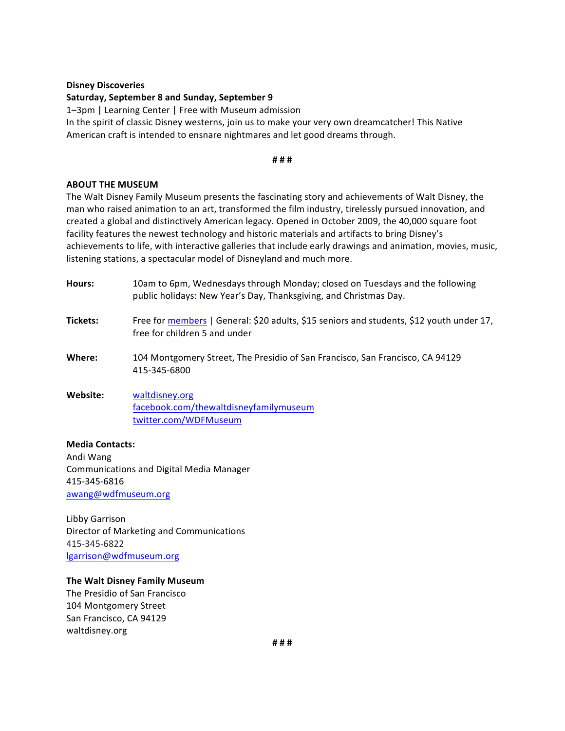**Disney Discoveries**
**Saturday, September 8 and Sunday, September 9**
1–3pm | Learning Center | Free with Museum admission
In the spirit of classic Disney westerns, join us to make your very own dreamcatcher! This Native American craft is intended to ensnare nightmares and let good dreams through.

# # #

**ABOUT THE MUSEUM**
The Walt Disney Family Museum presents the fascinating story and achievements of Walt Disney, the man who raised animation to an art, transformed the film industry, tirelessly pursued innovation, and created a global and distinctively American legacy. Opened in October 2009, the 40,000 square foot facility features the newest technology and historic materials and artifacts to bring Disney's achievements to life, with interactive galleries that include early drawings and animation, movies, music, listening stations, a spectacular model of Disneyland and much more.

**Hours:** 10am to 6pm, Wednesdays through Monday; closed on Tuesdays and the following public holidays: New Year's Day, Thanksgiving, and Christmas Day.

**Tickets:** Free for members | General: $20 adults, $15 seniors and students, $12 youth under 17, free for children 5 and under

**Where:** 104 Montgomery Street, The Presidio of San Francisco, San Francisco, CA 94129
415-345-6800

**Website:** waltdisney.org
facebook.com/thewaltdisneyfamilymuseum
twitter.com/WDFMuseum

**Media Contacts:**
Andi Wang
Communications and Digital Media Manager
415-345-6816
awang@wdfmuseum.org

Libby Garrison
Director of Marketing and Communications
415-345-6822
lgarrison@wdfmuseum.org

**The Walt Disney Family Museum**
The Presidio of San Francisco
104 Montgomery Street
San Francisco, CA 94129
waltdisney.org

# # #